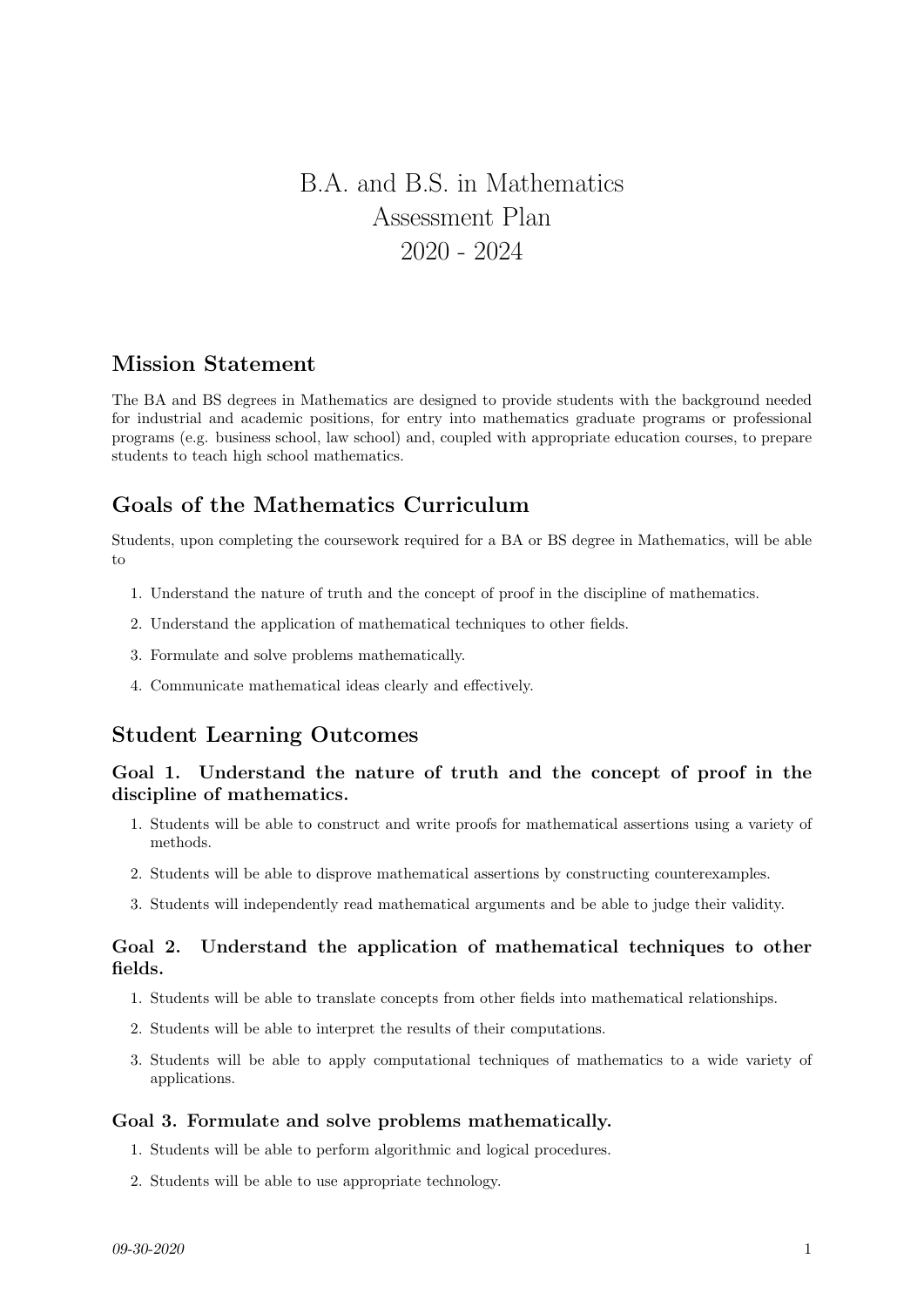# B.A. and B.S. in Mathematics
# Assessment Plan
# 2020 - 2024

## Mission Statement

The BA and BS degrees in Mathematics are designed to provide students with the background needed for industrial and academic positions, for entry into mathematics graduate programs or professional programs (e.g. business school, law school) and, coupled with appropriate education courses, to prepare students to teach high school mathematics.

## Goals of the Mathematics Curriculum

Students, upon completing the coursework required for a BA or BS degree in Mathematics, will be able to

1. Understand the nature of truth and the concept of proof in the discipline of mathematics.
2. Understand the application of mathematical techniques to other fields.
3. Formulate and solve problems mathematically.
4. Communicate mathematical ideas clearly and effectively.

## Student Learning Outcomes

### Goal 1. Understand the nature of truth and the concept of proof in the discipline of mathematics.

1. Students will be able to construct and write proofs for mathematical assertions using a variety of methods.
2. Students will be able to disprove mathematical assertions by constructing counterexamples.
3. Students will independently read mathematical arguments and be able to judge their validity.

### Goal 2. Understand the application of mathematical techniques to other fields.

1. Students will be able to translate concepts from other fields into mathematical relationships.
2. Students will be able to interpret the results of their computations.
3. Students will be able to apply computational techniques of mathematics to a wide variety of applications.

### Goal 3. Formulate and solve problems mathematically.

1. Students will be able to perform algorithmic and logical procedures.
2. Students will be able to use appropriate technology.

*09-30-2020*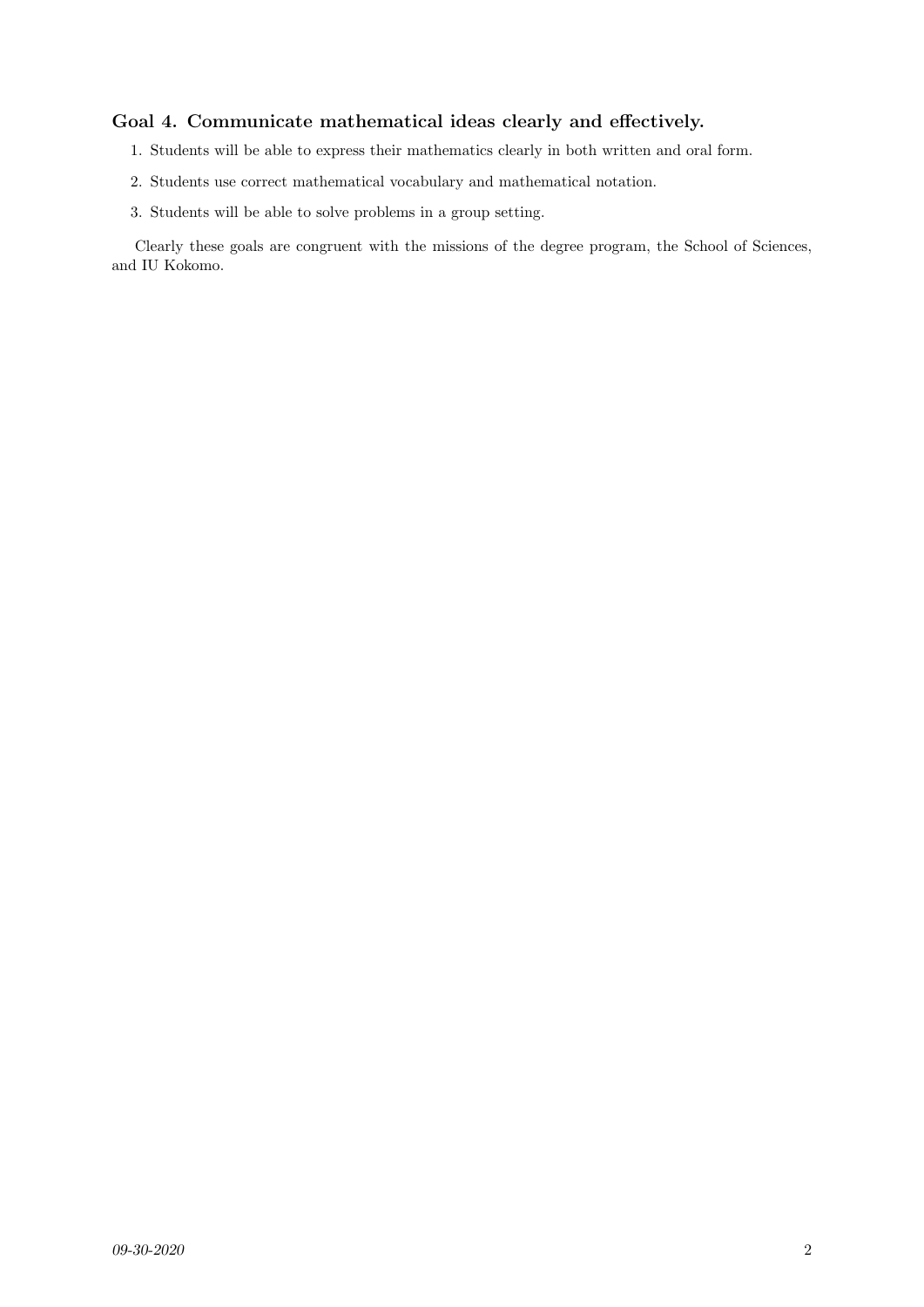### Goal 4. Communicate mathematical ideas clearly and effectively.

1. Students will be able to express their mathematics clearly in both written and oral form.
2. Students use correct mathematical vocabulary and mathematical notation.
3. Students will be able to solve problems in a group setting.

Clearly these goals are congruent with the missions of the degree program, the School of Sciences, and IU Kokomo.